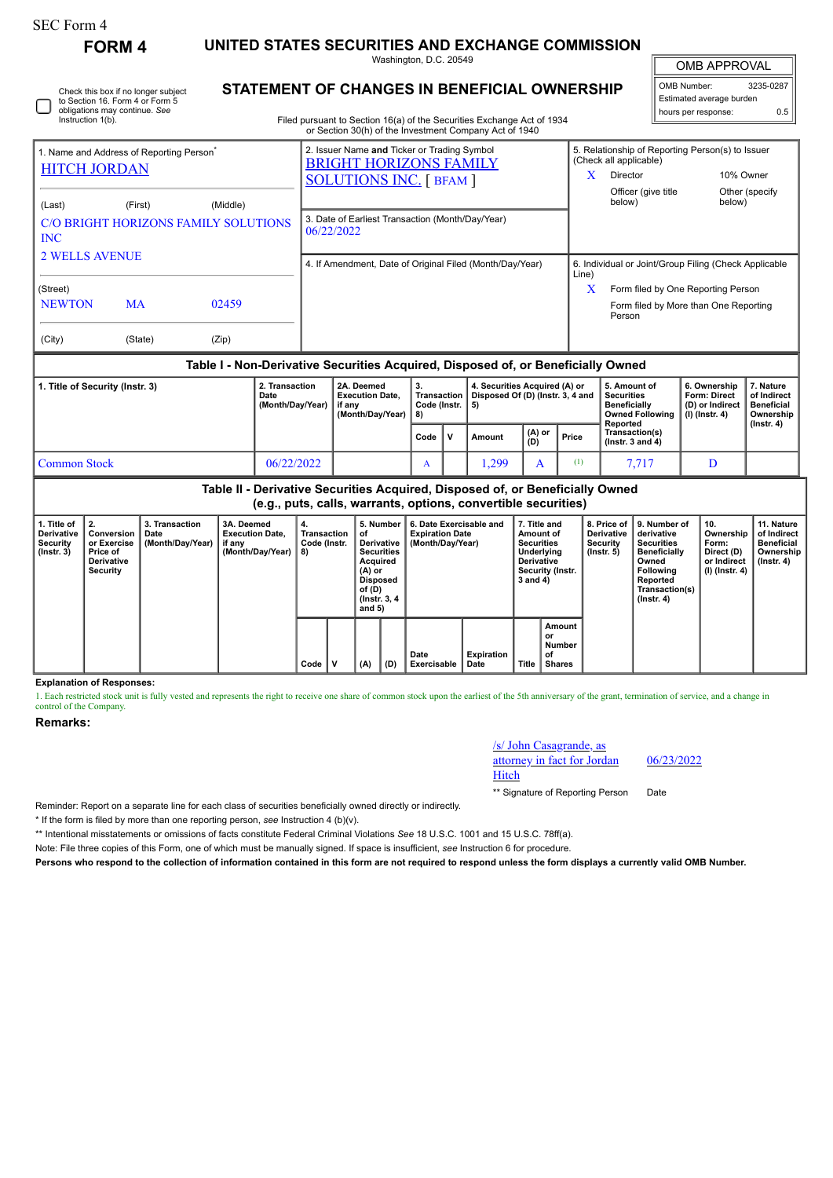SEC Form 4

# FORM 4

## UNITED STATES SECURITIES AND EXCHANGE COMMISSION

Washington, D.C. 20549

## STATEMENT OF CHANGES IN BENEFICIAL OWNERSHIP

Filed pursuant to Section 16(a) of the Securities Exchange Act of 1934 or Section 30(h) of the Investment Company Act of 1940

| OMB APPROVAL | |
|---|---|
| OMB Number: | 3235-0287 |
| Estimated average burden | |
| hours per response: | 0.5 |

☐ Check this box if no longer subject to Section 16. Form 4 or Form 5 obligations may continue. *See* Instruction 1(b).

**1. Name and Address of Reporting Person***

HITCH JORDAN

(Last) (First) (Middle)

C/O BRIGHT HORIZONS FAMILY SOLUTIONS INC
2 WELLS AVENUE

(Street)

NEWTON MA 02459

(City) (State) (Zip)

**2. Issuer Name and Ticker or Trading Symbol**

BRIGHT HORIZONS FAMILY SOLUTIONS INC. [ BFAM ]

**3. Date of Earliest Transaction (Month/Day/Year)**

06/22/2022

**4. If Amendment, Date of Original Filed (Month/Day/Year)**

**5. Relationship of Reporting Person(s) to Issuer (Check all applicable)**

X Director

10% Owner

Officer (give title below)

Other (specify below)

**6. Individual or Joint/Group Filing (Check Applicable Line)**

X Form filed by One Reporting Person

Form filed by More than One Reporting Person

### Table I - Non-Derivative Securities Acquired, Disposed of, or Beneficially Owned

| 1. Title of Security (Instr. 3) | 2. Transaction Date (Month/Day/Year) | 2A. Deemed Execution Date, if any (Month/Day/Year) | 3. Transaction Code (Instr. 8) | | 4. Securities Acquired (A) or Disposed Of (D) (Instr. 3, 4 and 5) | | | 5. Amount of Securities Beneficially Owned Following Reported Transaction(s) (Instr. 3 and 4) | 6. Ownership Form: Direct (D) or Indirect (I) (Instr. 4) | 7. Nature of Indirect Beneficial Ownership (Instr. 4) |
|---|---|---|---|---|---|---|---|---|---|---|
| | | | Code | V | Amount | (A) or (D) | Price | | | |
| Common Stock | 06/22/2022 | | A | | 1,299 | A | (1) | 7,717 | D | |

### Table II - Derivative Securities Acquired, Disposed of, or Beneficially Owned (e.g., puts, calls, warrants, options, convertible securities)

| 1. Title of Derivative Security (Instr. 3) | 2. Conversion or Exercise Price of Derivative Security | 3. Transaction Date (Month/Day/Year) | 3A. Deemed Execution Date, if any (Month/Day/Year) | 4. Transaction Code (Instr. 8) | | 5. Number of Derivative Securities Acquired (A) or Disposed of (D) (Instr. 3, 4 and 5) | | 6. Date Exercisable and Expiration Date (Month/Day/Year) | | 7. Title and Amount of Securities Underlying Derivative Security (Instr. 3 and 4) | | 8. Price of Derivative Security (Instr. 5) | 9. Number of derivative Securities Beneficially Owned Following Reported Transaction(s) (Instr. 4) | 10. Ownership Form: Direct (D) or Indirect (I) (Instr. 4) | 11. Nature of Indirect Beneficial Ownership (Instr. 4) |
|---|---|---|---|---|---|---|---|---|---|---|---|---|---|---|---|
| | | | | Code | V | (A) | (D) | Date Exercisable | Expiration Date | Title | Amount or Number of Shares | | | | |

**Explanation of Responses:**

1. Each restricted stock unit is fully vested and represents the right to receive one share of common stock upon the earliest of the 5th anniversary of the grant, termination of service, and a change in control of the Company.

**Remarks:**

/s/ John Casagrande, as attorney in fact for Jordan Hitch — 06/23/2022

** Signature of Reporting Person — Date

Reminder: Report on a separate line for each class of securities beneficially owned directly or indirectly.

* If the form is filed by more than one reporting person, *see* Instruction 4 (b)(v).

** Intentional misstatements or omissions of facts constitute Federal Criminal Violations *See* 18 U.S.C. 1001 and 15 U.S.C. 78ff(a).

Note: File three copies of this Form, one of which must be manually signed. If space is insufficient, *see* Instruction 6 for procedure.

**Persons who respond to the collection of information contained in this form are not required to respond unless the form displays a currently valid OMB Number.**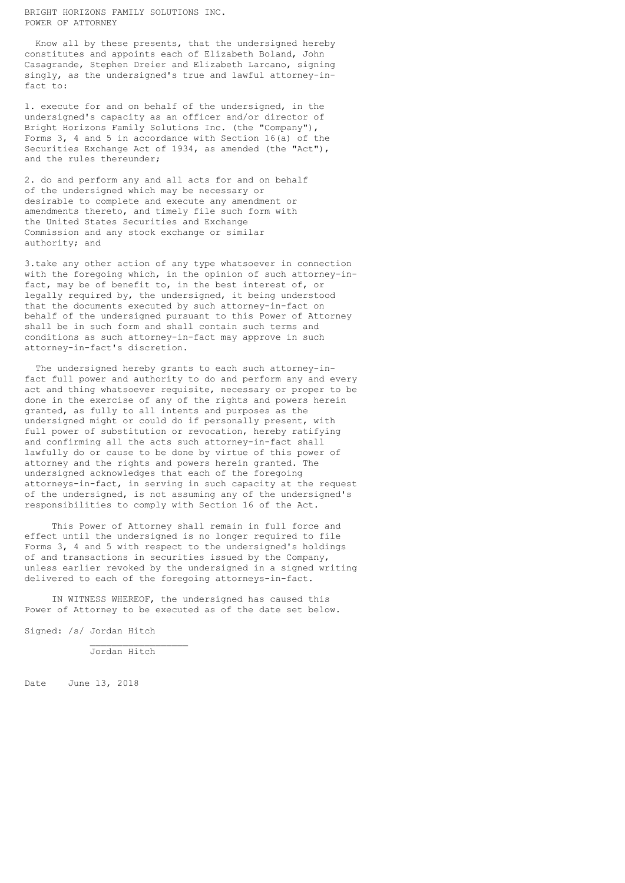BRIGHT HORIZONS FAMILY SOLUTIONS INC.
POWER OF ATTORNEY

Know all by these presents, that the undersigned hereby constitutes and appoints each of Elizabeth Boland, John Casagrande, Stephen Dreier and Elizabeth Larcano, signing singly, as the undersigned's true and lawful attorney-in-fact to:

1. execute for and on behalf of the undersigned, in the undersigned's capacity as an officer and/or director of Bright Horizons Family Solutions Inc. (the "Company"), Forms 3, 4 and 5 in accordance with Section 16(a) of the Securities Exchange Act of 1934, as amended (the "Act"), and the rules thereunder;

2. do and perform any and all acts for and on behalf of the undersigned which may be necessary or desirable to complete and execute any amendment or amendments thereto, and timely file such form with the United States Securities and Exchange Commission and any stock exchange or similar authority; and

3.take any other action of any type whatsoever in connection with the foregoing which, in the opinion of such attorney-in-fact, may be of benefit to, in the best interest of, or legally required by, the undersigned, it being understood that the documents executed by such attorney-in-fact on behalf of the undersigned pursuant to this Power of Attorney shall be in such form and shall contain such terms and conditions as such attorney-in-fact may approve in such attorney-in-fact's discretion.

The undersigned hereby grants to each such attorney-in-fact full power and authority to do and perform any and every act and thing whatsoever requisite, necessary or proper to be done in the exercise of any of the rights and powers herein granted, as fully to all intents and purposes as the undersigned might or could do if personally present, with full power of substitution or revocation, hereby ratifying and confirming all the acts such attorney-in-fact shall lawfully do or cause to be done by virtue of this power of attorney and the rights and powers herein granted. The undersigned acknowledges that each of the foregoing attorneys-in-fact, in serving in such capacity at the request of the undersigned, is not assuming any of the undersigned's responsibilities to comply with Section 16 of the Act.

This Power of Attorney shall remain in full force and effect until the undersigned is no longer required to file Forms 3, 4 and 5 with respect to the undersigned's holdings of and transactions in securities issued by the Company, unless earlier revoked by the undersigned in a signed writing delivered to each of the foregoing attorneys-in-fact.

IN WITNESS WHEREOF, the undersigned has caused this Power of Attorney to be executed as of the date set below.

Signed: /s/ Jordan Hitch

Jordan Hitch

Date June 13, 2018